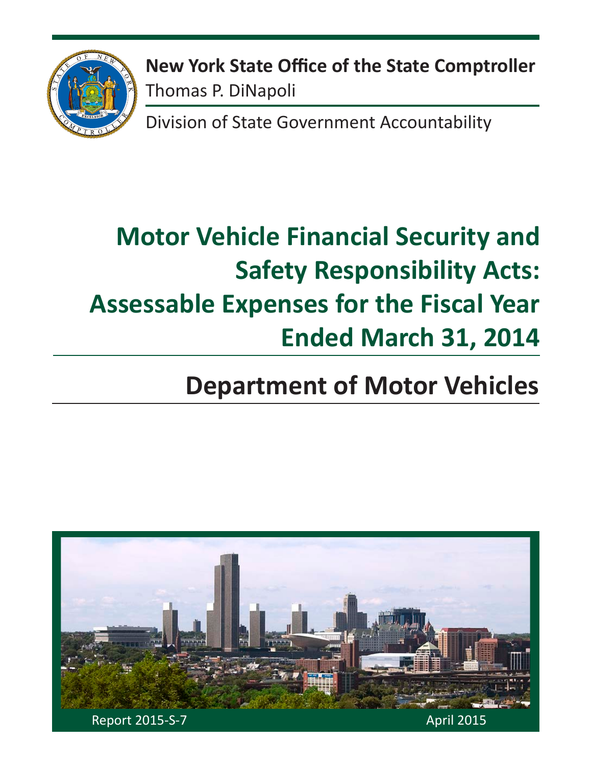**New York State Office of the State Comptroller**
Thomas P. DiNapoli

Division of State Government Accountability

# Motor Vehicle Financial Security and Safety Responsibility Acts: Assessable Expenses for the Fiscal Year Ended March 31, 2014

## Department of Motor Vehicles

Report 2015-S-7

April 2015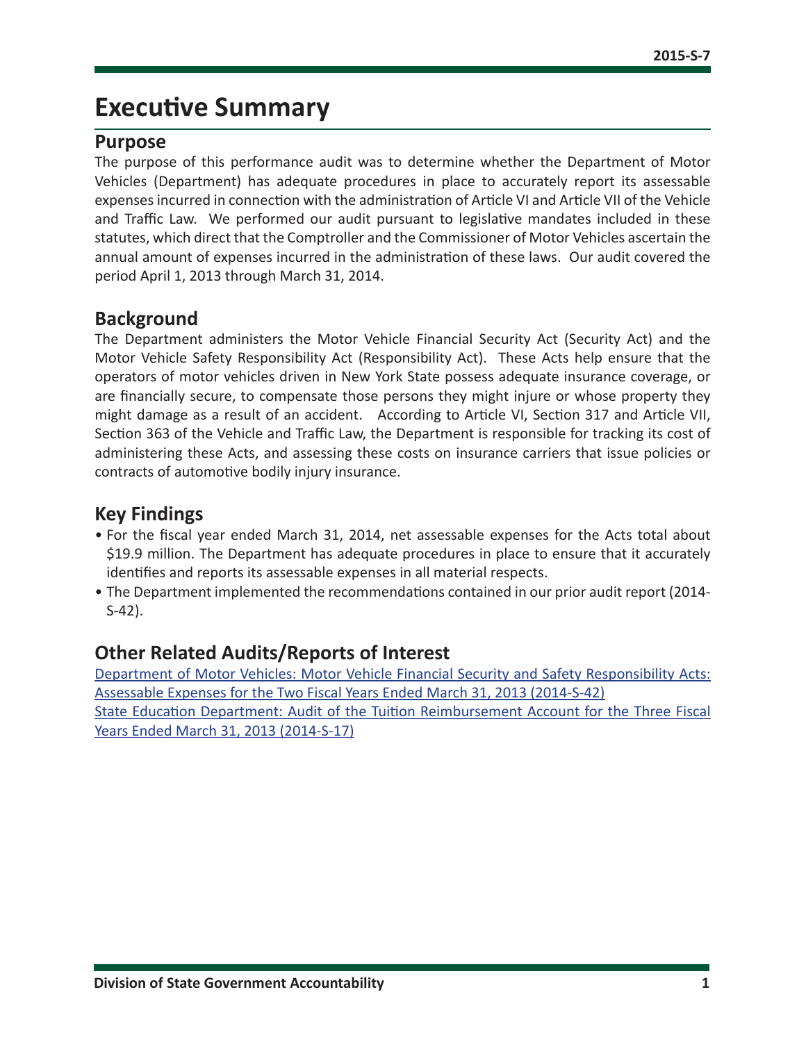# Executive Summary

## Purpose

The purpose of this performance audit was to determine whether the Department of Motor Vehicles (Department) has adequate procedures in place to accurately report its assessable expenses incurred in connection with the administration of Article VI and Article VII of the Vehicle and Traffic Law. We performed our audit pursuant to legislative mandates included in these statutes, which direct that the Comptroller and the Commissioner of Motor Vehicles ascertain the annual amount of expenses incurred in the administration of these laws. Our audit covered the period April 1, 2013 through March 31, 2014.

## Background

The Department administers the Motor Vehicle Financial Security Act (Security Act) and the Motor Vehicle Safety Responsibility Act (Responsibility Act). These Acts help ensure that the operators of motor vehicles driven in New York State possess adequate insurance coverage, or are financially secure, to compensate those persons they might injure or whose property they might damage as a result of an accident. According to Article VI, Section 317 and Article VII, Section 363 of the Vehicle and Traffic Law, the Department is responsible for tracking its cost of administering these Acts, and assessing these costs on insurance carriers that issue policies or contracts of automotive bodily injury insurance.

## Key Findings

- For the fiscal year ended March 31, 2014, net assessable expenses for the Acts total about $19.9 million. The Department has adequate procedures in place to ensure that it accurately identifies and reports its assessable expenses in all material respects.
- The Department implemented the recommendations contained in our prior audit report (2014-S-42).

## Other Related Audits/Reports of Interest

Department of Motor Vehicles: Motor Vehicle Financial Security and Safety Responsibility Acts: Assessable Expenses for the Two Fiscal Years Ended March 31, 2013 (2014-S-42)

State Education Department: Audit of the Tuition Reimbursement Account for the Three Fiscal Years Ended March 31, 2013 (2014-S-17)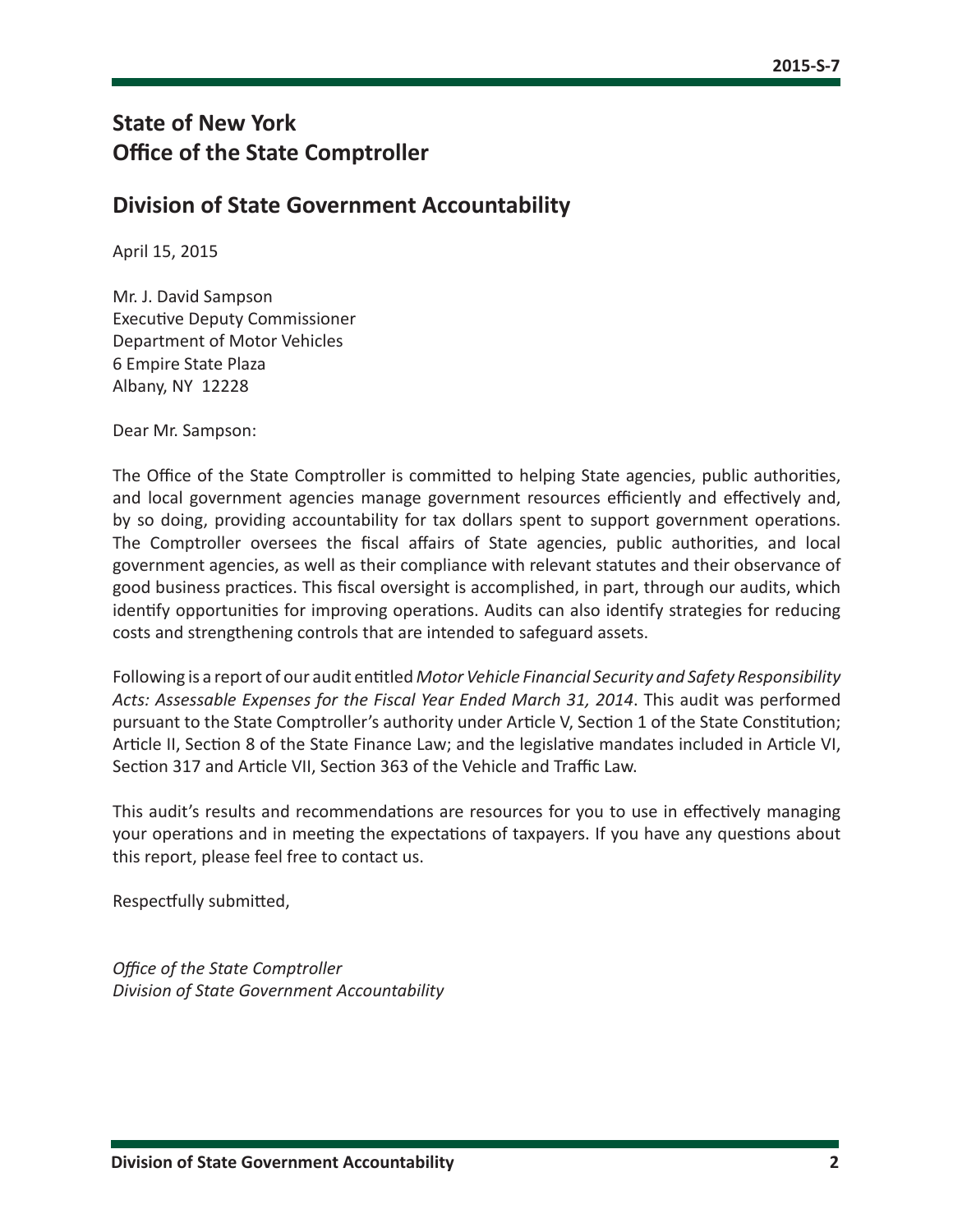# State of New York
# Office of the State Comptroller

## Division of State Government Accountability

April 15, 2015

Mr. J. David Sampson
Executive Deputy Commissioner
Department of Motor Vehicles
6 Empire State Plaza
Albany, NY 12228

Dear Mr. Sampson:

The Office of the State Comptroller is committed to helping State agencies, public authorities, and local government agencies manage government resources efficiently and effectively and, by so doing, providing accountability for tax dollars spent to support government operations. The Comptroller oversees the fiscal affairs of State agencies, public authorities, and local government agencies, as well as their compliance with relevant statutes and their observance of good business practices. This fiscal oversight is accomplished, in part, through our audits, which identify opportunities for improving operations. Audits can also identify strategies for reducing costs and strengthening controls that are intended to safeguard assets.

Following is a report of our audit entitled *Motor Vehicle Financial Security and Safety Responsibility Acts: Assessable Expenses for the Fiscal Year Ended March 31, 2014*. This audit was performed pursuant to the State Comptroller's authority under Article V, Section 1 of the State Constitution; Article II, Section 8 of the State Finance Law; and the legislative mandates included in Article VI, Section 317 and Article VII, Section 363 of the Vehicle and Traffic Law.

This audit's results and recommendations are resources for you to use in effectively managing your operations and in meeting the expectations of taxpayers. If you have any questions about this report, please feel free to contact us.

Respectfully submitted,

*Office of the State Comptroller*
*Division of State Government Accountability*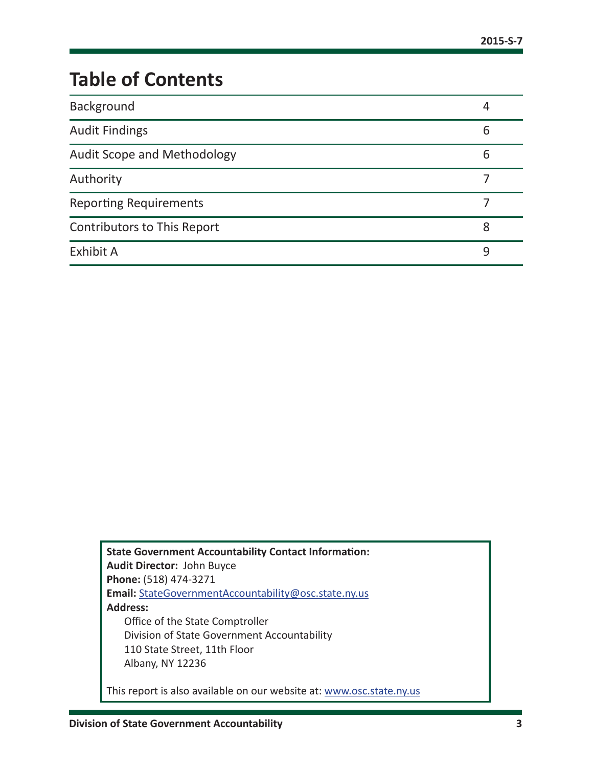# Table of Contents

| | |
|---|---|
| Background | 4 |
| Audit Findings | 6 |
| Audit Scope and Methodology | 6 |
| Authority | 7 |
| Reporting Requirements | 7 |
| Contributors to This Report | 8 |
| Exhibit A | 9 |

**State Government Accountability Contact Information:**
**Audit Director:** John Buyce
**Phone:** (518) 474-3271
**Email:** StateGovernmentAccountability@osc.state.ny.us
**Address:**

Office of the State Comptroller
Division of State Government Accountability
110 State Street, 11th Floor
Albany, NY 12236

This report is also available on our website at: www.osc.state.ny.us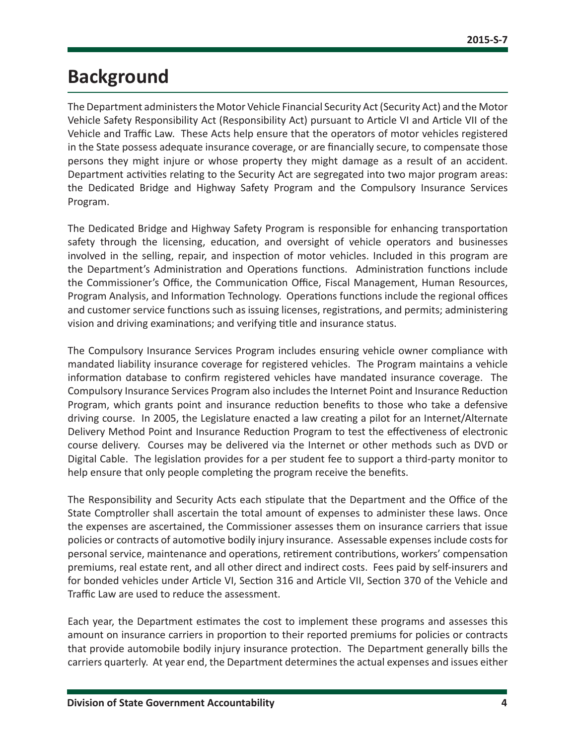# Background

The Department administers the Motor Vehicle Financial Security Act (Security Act) and the Motor Vehicle Safety Responsibility Act (Responsibility Act) pursuant to Article VI and Article VII of the Vehicle and Traffic Law. These Acts help ensure that the operators of motor vehicles registered in the State possess adequate insurance coverage, or are financially secure, to compensate those persons they might injure or whose property they might damage as a result of an accident. Department activities relating to the Security Act are segregated into two major program areas: the Dedicated Bridge and Highway Safety Program and the Compulsory Insurance Services Program.

The Dedicated Bridge and Highway Safety Program is responsible for enhancing transportation safety through the licensing, education, and oversight of vehicle operators and businesses involved in the selling, repair, and inspection of motor vehicles. Included in this program are the Department's Administration and Operations functions. Administration functions include the Commissioner's Office, the Communication Office, Fiscal Management, Human Resources, Program Analysis, and Information Technology. Operations functions include the regional offices and customer service functions such as issuing licenses, registrations, and permits; administering vision and driving examinations; and verifying title and insurance status.

The Compulsory Insurance Services Program includes ensuring vehicle owner compliance with mandated liability insurance coverage for registered vehicles. The Program maintains a vehicle information database to confirm registered vehicles have mandated insurance coverage. The Compulsory Insurance Services Program also includes the Internet Point and Insurance Reduction Program, which grants point and insurance reduction benefits to those who take a defensive driving course. In 2005, the Legislature enacted a law creating a pilot for an Internet/Alternate Delivery Method Point and Insurance Reduction Program to test the effectiveness of electronic course delivery. Courses may be delivered via the Internet or other methods such as DVD or Digital Cable. The legislation provides for a per student fee to support a third-party monitor to help ensure that only people completing the program receive the benefits.

The Responsibility and Security Acts each stipulate that the Department and the Office of the State Comptroller shall ascertain the total amount of expenses to administer these laws. Once the expenses are ascertained, the Commissioner assesses them on insurance carriers that issue policies or contracts of automotive bodily injury insurance. Assessable expenses include costs for personal service, maintenance and operations, retirement contributions, workers' compensation premiums, real estate rent, and all other direct and indirect costs. Fees paid by self-insurers and for bonded vehicles under Article VI, Section 316 and Article VII, Section 370 of the Vehicle and Traffic Law are used to reduce the assessment.

Each year, the Department estimates the cost to implement these programs and assesses this amount on insurance carriers in proportion to their reported premiums for policies or contracts that provide automobile bodily injury insurance protection. The Department generally bills the carriers quarterly. At year end, the Department determines the actual expenses and issues either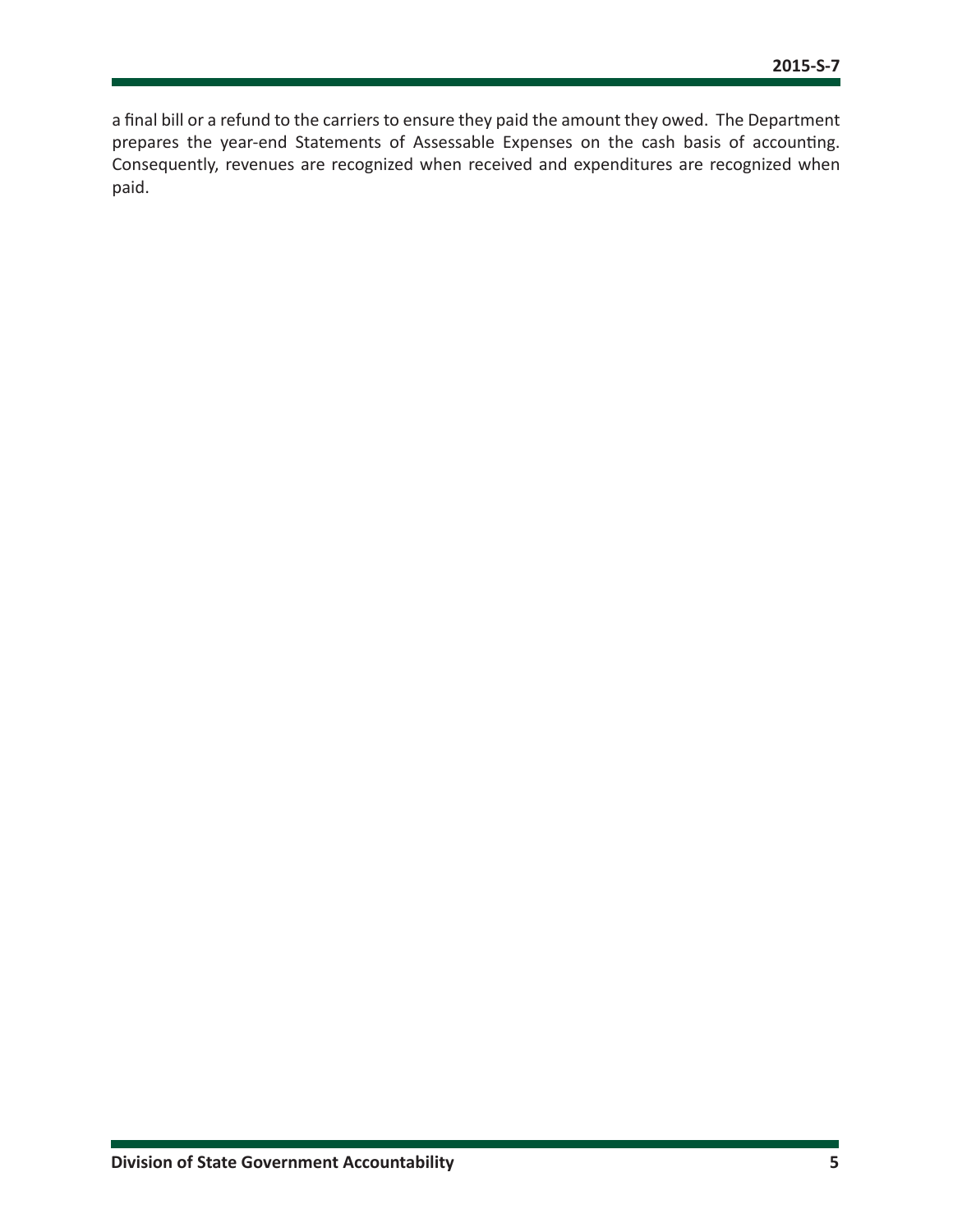a final bill or a refund to the carriers to ensure they paid the amount they owed. The Department prepares the year-end Statements of Assessable Expenses on the cash basis of accounting. Consequently, revenues are recognized when received and expenditures are recognized when paid.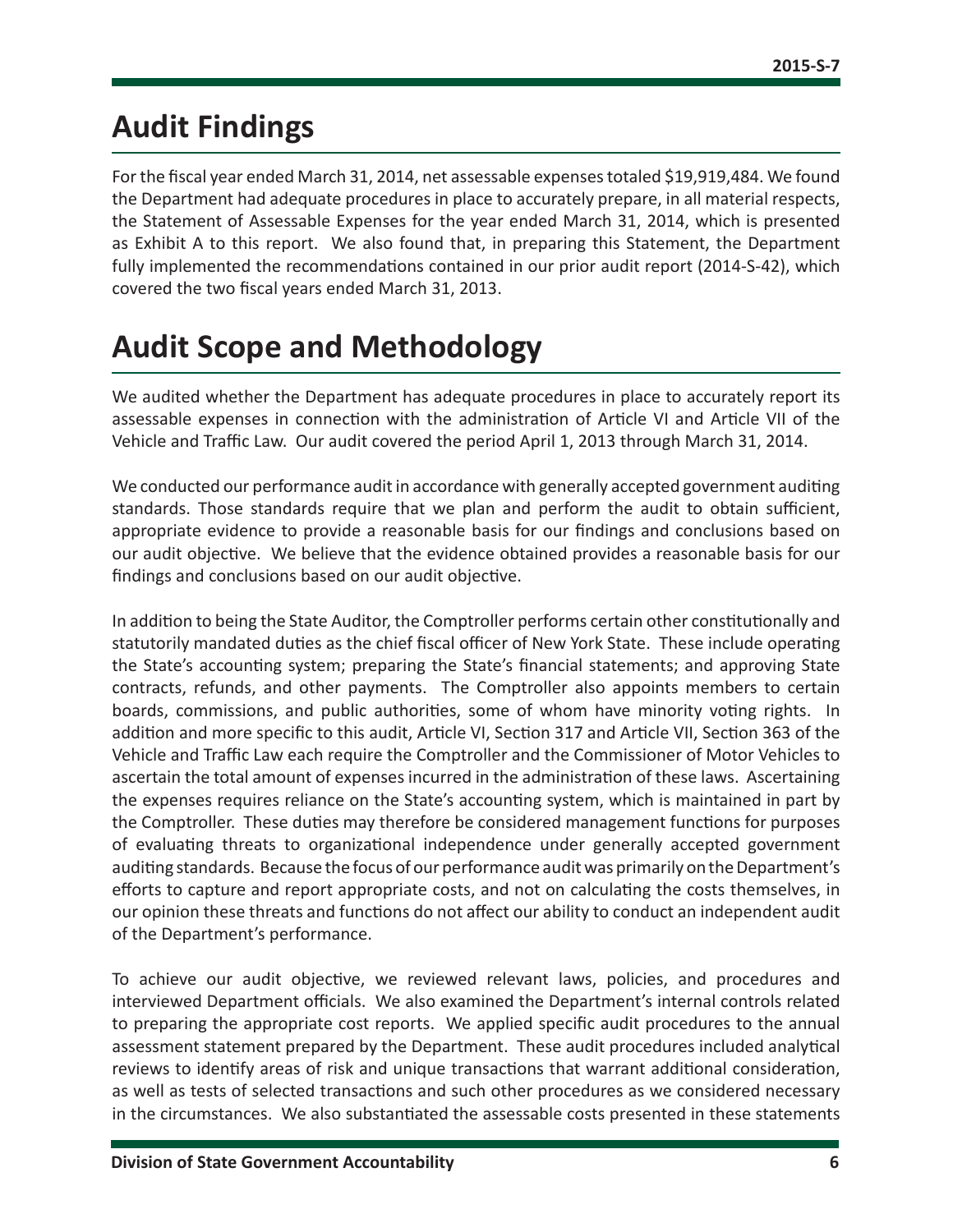# Audit Findings

For the fiscal year ended March 31, 2014, net assessable expenses totaled $19,919,484. We found the Department had adequate procedures in place to accurately prepare, in all material respects, the Statement of Assessable Expenses for the year ended March 31, 2014, which is presented as Exhibit A to this report. We also found that, in preparing this Statement, the Department fully implemented the recommendations contained in our prior audit report (2014-S-42), which covered the two fiscal years ended March 31, 2013.

# Audit Scope and Methodology

We audited whether the Department has adequate procedures in place to accurately report its assessable expenses in connection with the administration of Article VI and Article VII of the Vehicle and Traffic Law. Our audit covered the period April 1, 2013 through March 31, 2014.

We conducted our performance audit in accordance with generally accepted government auditing standards. Those standards require that we plan and perform the audit to obtain sufficient, appropriate evidence to provide a reasonable basis for our findings and conclusions based on our audit objective. We believe that the evidence obtained provides a reasonable basis for our findings and conclusions based on our audit objective.

In addition to being the State Auditor, the Comptroller performs certain other constitutionally and statutorily mandated duties as the chief fiscal officer of New York State. These include operating the State's accounting system; preparing the State's financial statements; and approving State contracts, refunds, and other payments. The Comptroller also appoints members to certain boards, commissions, and public authorities, some of whom have minority voting rights. In addition and more specific to this audit, Article VI, Section 317 and Article VII, Section 363 of the Vehicle and Traffic Law each require the Comptroller and the Commissioner of Motor Vehicles to ascertain the total amount of expenses incurred in the administration of these laws. Ascertaining the expenses requires reliance on the State's accounting system, which is maintained in part by the Comptroller. These duties may therefore be considered management functions for purposes of evaluating threats to organizational independence under generally accepted government auditing standards. Because the focus of our performance audit was primarily on the Department's efforts to capture and report appropriate costs, and not on calculating the costs themselves, in our opinion these threats and functions do not affect our ability to conduct an independent audit of the Department's performance.

To achieve our audit objective, we reviewed relevant laws, policies, and procedures and interviewed Department officials. We also examined the Department's internal controls related to preparing the appropriate cost reports. We applied specific audit procedures to the annual assessment statement prepared by the Department. These audit procedures included analytical reviews to identify areas of risk and unique transactions that warrant additional consideration, as well as tests of selected transactions and such other procedures as we considered necessary in the circumstances. We also substantiated the assessable costs presented in these statements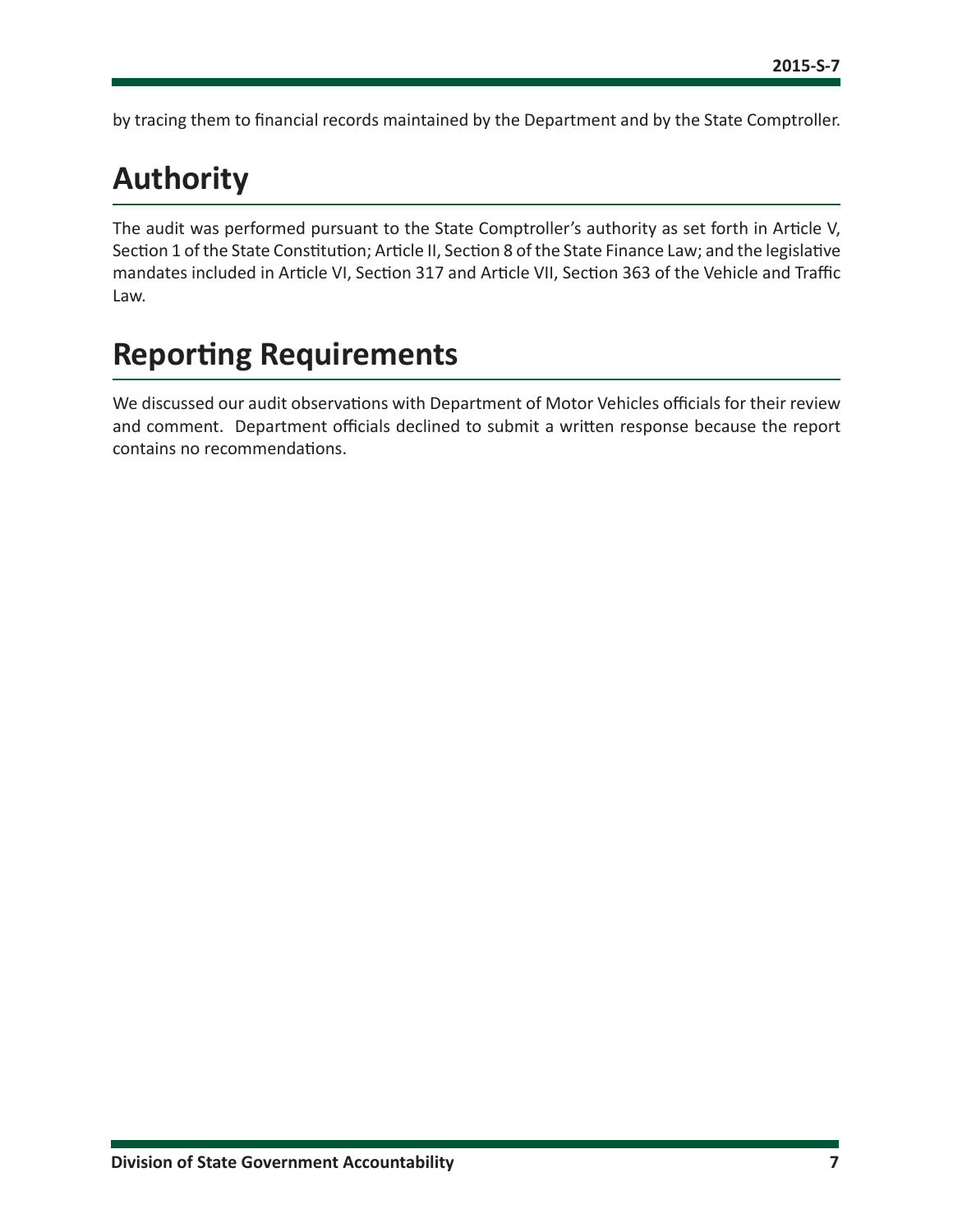by tracing them to financial records maintained by the Department and by the State Comptroller.

# Authority

The audit was performed pursuant to the State Comptroller's authority as set forth in Article V, Section 1 of the State Constitution; Article II, Section 8 of the State Finance Law; and the legislative mandates included in Article VI, Section 317 and Article VII, Section 363 of the Vehicle and Traffic Law.

# Reporting Requirements

We discussed our audit observations with Department of Motor Vehicles officials for their review and comment. Department officials declined to submit a written response because the report contains no recommendations.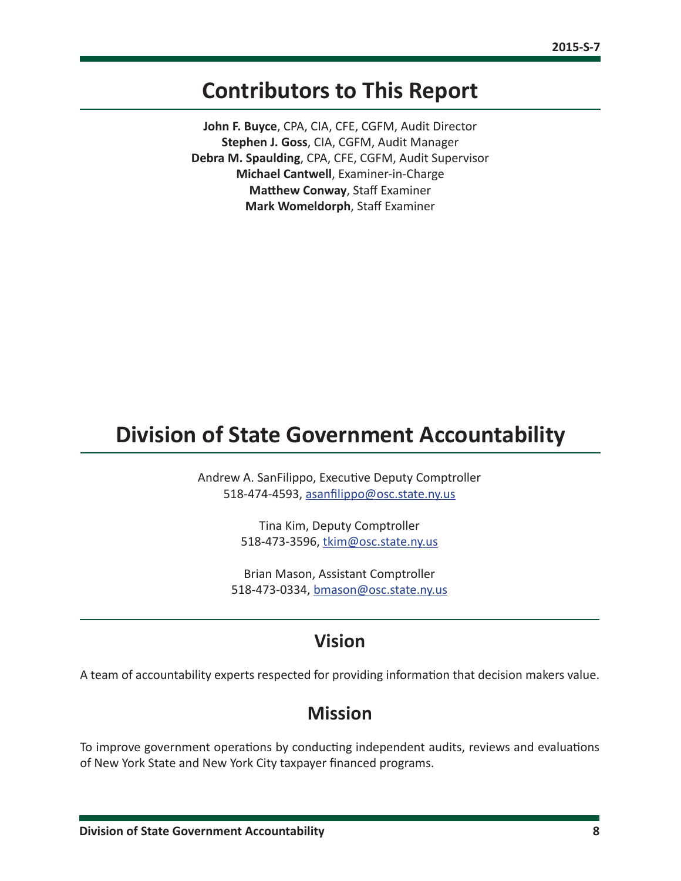# Contributors to This Report

**John F. Buyce**, CPA, CIA, CFE, CGFM, Audit Director
**Stephen J. Goss**, CIA, CGFM, Audit Manager
**Debra M. Spaulding**, CPA, CFE, CGFM, Audit Supervisor
**Michael Cantwell**, Examiner-in-Charge
**Matthew Conway**, Staff Examiner
**Mark Womeldorph**, Staff Examiner

# Division of State Government Accountability

Andrew A. SanFilippo, Executive Deputy Comptroller
518-474-4593, asanfilippo@osc.state.ny.us

Tina Kim, Deputy Comptroller
518-473-3596, tkim@osc.state.ny.us

Brian Mason, Assistant Comptroller
518-473-0334, bmason@osc.state.ny.us

## Vision

A team of accountability experts respected for providing information that decision makers value.

## Mission

To improve government operations by conducting independent audits, reviews and evaluations of New York State and New York City taxpayer financed programs.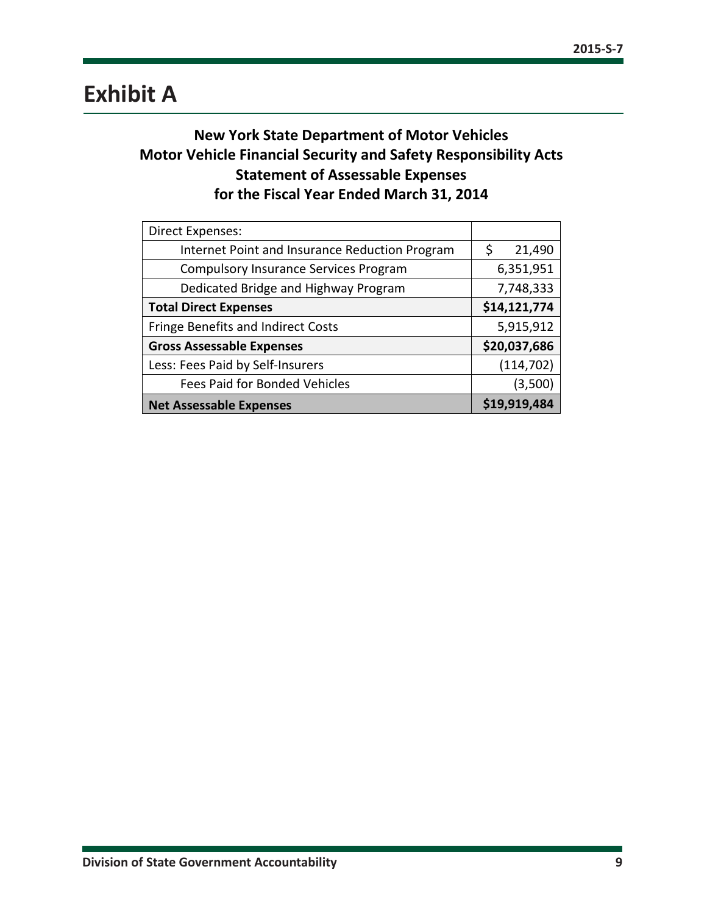# Exhibit A

### New York State Department of Motor Vehicles
### Motor Vehicle Financial Security and Safety Responsibility Acts
### Statement of Assessable Expenses
### for the Fiscal Year Ended March 31, 2014

| | |
|---|---|
| Direct Expenses: | |
| Internet Point and Insurance Reduction Program | $ 21,490 |
| Compulsory Insurance Services Program | 6,351,951 |
| Dedicated Bridge and Highway Program | 7,748,333 |
| **Total Direct Expenses** | **$14,121,774** |
| Fringe Benefits and Indirect Costs | 5,915,912 |
| **Gross Assessable Expenses** | **$20,037,686** |
| Less: Fees Paid by Self-Insurers | (114,702) |
| Fees Paid for Bonded Vehicles | (3,500) |
| **Net Assessable Expenses** | **$19,919,484** |